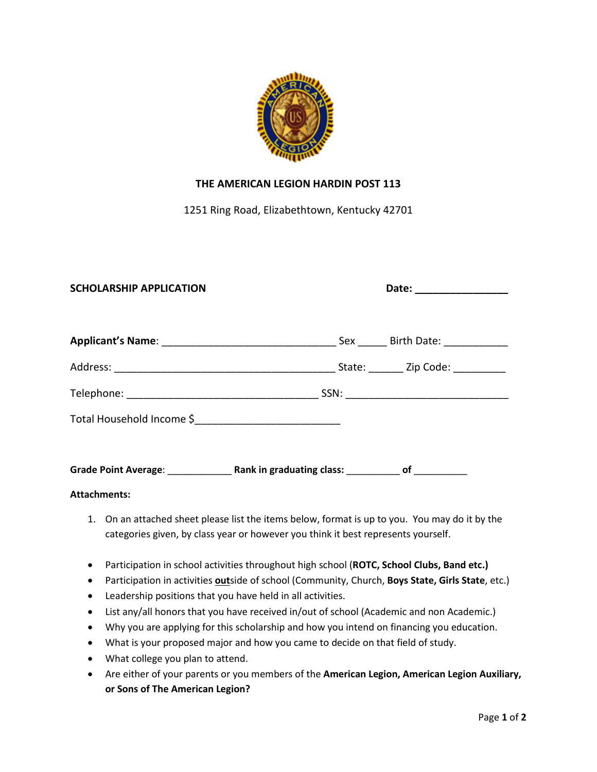**THE AMERICAN LEGION HARDIN POST 113**

1251 Ring Road, Elizabethtown, Kentucky 42701

**SCHOLARSHIP APPLICATION** **Date: ________________**

**Applicant's Name**: ______________________________ Sex _____ Birth Date: ___________

Address: _______________________________________ State: ______ Zip Code: _________

Telephone: _________________________________ SSN: ____________________________

Total Household Income $_________________________

**Grade Point Average**: ___________ **Rank in graduating class:** _________ **of** _________

**Attachments:**

1. On an attached sheet please list the items below, format is up to you. You may do it by the categories given, by class year or however you think it best represents yourself.

- Participation in school activities throughout high school (**ROTC, School Clubs, Band etc.)**
- Participation in activities **out**side of school (Community, Church, **Boys State, Girls State**, etc.)
- Leadership positions that you have held in all activities.
- List any/all honors that you have received in/out of school (Academic and non Academic.)
- Why you are applying for this scholarship and how you intend on financing you education.
- What is your proposed major and how you came to decide on that field of study.
- What college you plan to attend.
- Are either of your parents or you members of the **American Legion, American Legion Auxiliary, or Sons of The American Legion?**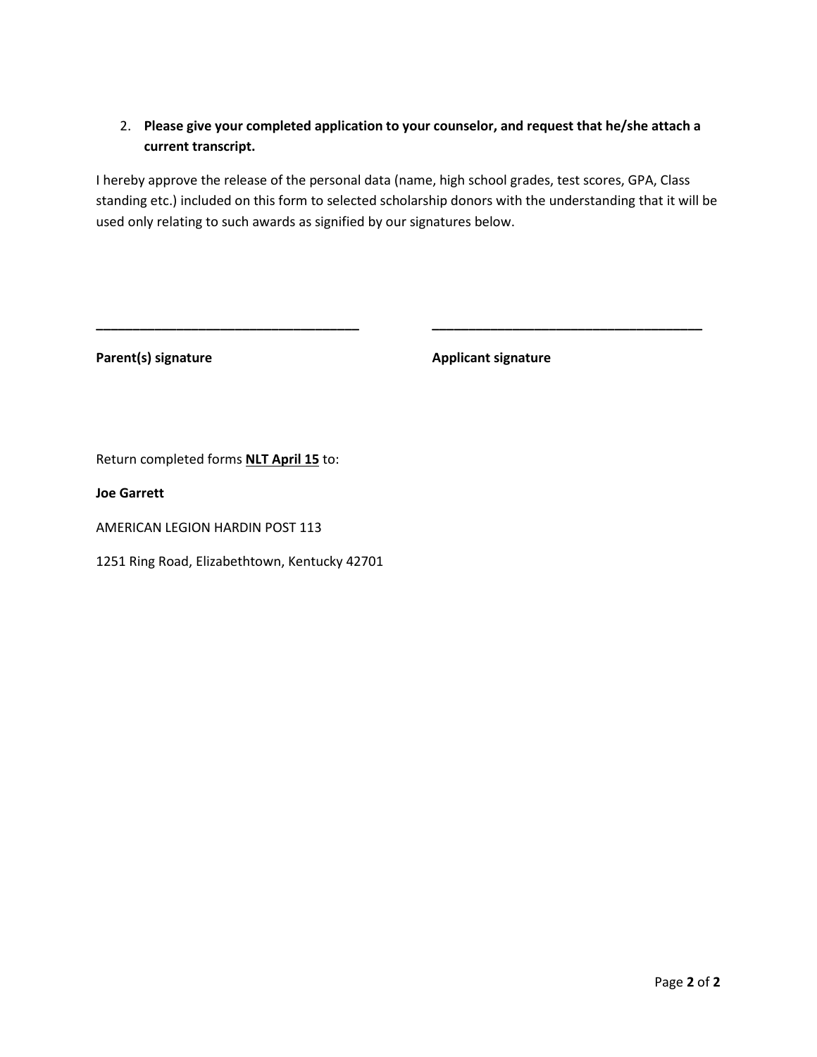2. **Please give your completed application to your counselor, and request that he/she attach a current transcript.**

I hereby approve the release of the personal data (name, high school grades, test scores, GPA, Class standing etc.) included on this form to selected scholarship donors with the understanding that it will be used only relating to such awards as signified by our signatures below.

___________________________________ ___________________________________

**Parent(s) signature** **Applicant signature**

Return completed forms **NLT April 15** to:

**Joe Garrett**

AMERICAN LEGION HARDIN POST 113

1251 Ring Road, Elizabethtown, Kentucky 42701